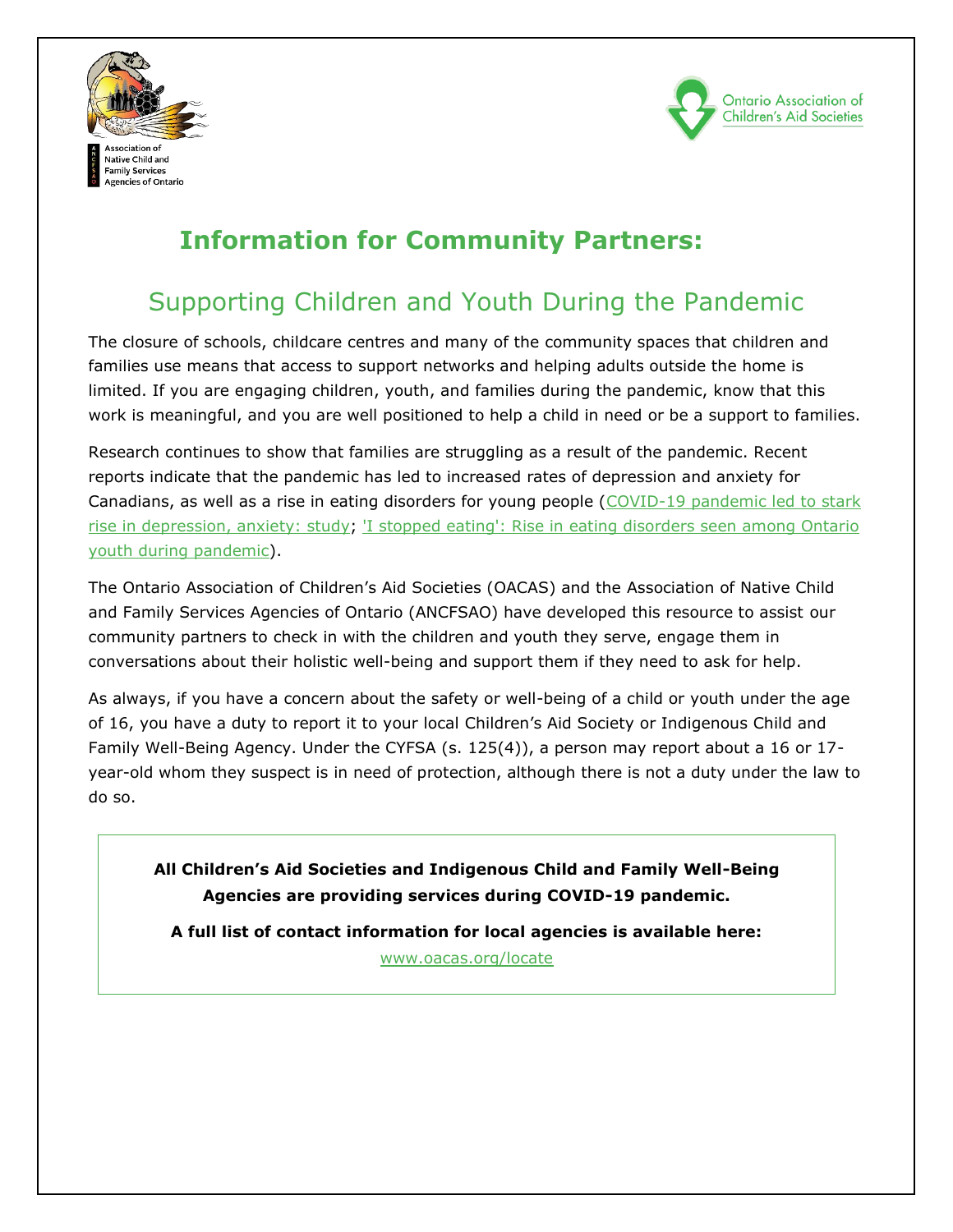Association of Native Child and Family Services Agencies of Ontario

Ontario Association of Children's Aid Societies

# Information for Community Partners:

## Supporting Children and Youth During the Pandemic

The closure of schools, childcare centres and many of the community spaces that children and families use means that access to support networks and helping adults outside the home is limited. If you are engaging children, youth, and families during the pandemic, know that this work is meaningful, and you are well positioned to help a child in need or be a support to families.

Research continues to show that families are struggling as a result of the pandemic. Recent reports indicate that the pandemic has led to increased rates of depression and anxiety for Canadians, as well as a rise in eating disorders for young people (COVID-19 pandemic led to stark rise in depression, anxiety: study; 'I stopped eating': Rise in eating disorders seen among Ontario youth during pandemic).

The Ontario Association of Children's Aid Societies (OACAS) and the Association of Native Child and Family Services Agencies of Ontario (ANCFSAO) have developed this resource to assist our community partners to check in with the children and youth they serve, engage them in conversations about their holistic well-being and support them if they need to ask for help.

As always, if you have a concern about the safety or well-being of a child or youth under the age of 16, you have a duty to report it to your local Children's Aid Society or Indigenous Child and Family Well-Being Agency. Under the CYFSA (s. 125(4)), a person may report about a 16 or 17-year-old whom they suspect is in need of protection, although there is not a duty under the law to do so.

**All Children's Aid Societies and Indigenous Child and Family Well-Being Agencies are providing services during COVID-19 pandemic.**

**A full list of contact information for local agencies is available here:**

www.oacas.org/locate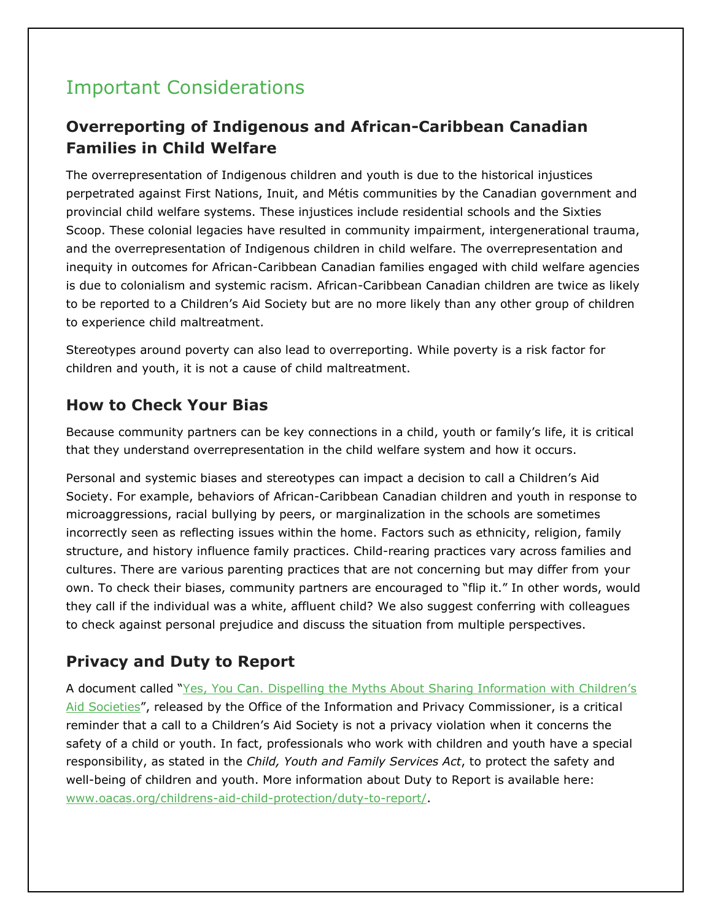# Important Considerations

## Overreporting of Indigenous and African-Caribbean Canadian Families in Child Welfare

The overrepresentation of Indigenous children and youth is due to the historical injustices perpetrated against First Nations, Inuit, and Métis communities by the Canadian government and provincial child welfare systems. These injustices include residential schools and the Sixties Scoop. These colonial legacies have resulted in community impairment, intergenerational trauma, and the overrepresentation of Indigenous children in child welfare. The overrepresentation and inequity in outcomes for African-Caribbean Canadian families engaged with child welfare agencies is due to colonialism and systemic racism. African-Caribbean Canadian children are twice as likely to be reported to a Children's Aid Society but are no more likely than any other group of children to experience child maltreatment.

Stereotypes around poverty can also lead to overreporting. While poverty is a risk factor for children and youth, it is not a cause of child maltreatment.

## How to Check Your Bias

Because community partners can be key connections in a child, youth or family's life, it is critical that they understand overrepresentation in the child welfare system and how it occurs.

Personal and systemic biases and stereotypes can impact a decision to call a Children's Aid Society. For example, behaviors of African-Caribbean Canadian children and youth in response to microaggressions, racial bullying by peers, or marginalization in the schools are sometimes incorrectly seen as reflecting issues within the home. Factors such as ethnicity, religion, family structure, and history influence family practices. Child-rearing practices vary across families and cultures. There are various parenting practices that are not concerning but may differ from your own. To check their biases, community partners are encouraged to "flip it." In other words, would they call if the individual was a white, affluent child? We also suggest conferring with colleagues to check against personal prejudice and discuss the situation from multiple perspectives.

## Privacy and Duty to Report

A document called "Yes, You Can. Dispelling the Myths About Sharing Information with Children's Aid Societies", released by the Office of the Information and Privacy Commissioner, is a critical reminder that a call to a Children's Aid Society is not a privacy violation when it concerns the safety of a child or youth. In fact, professionals who work with children and youth have a special responsibility, as stated in the *Child, Youth and Family Services Act*, to protect the safety and well-being of children and youth. More information about Duty to Report is available here: www.oacas.org/childrens-aid-child-protection/duty-to-report/.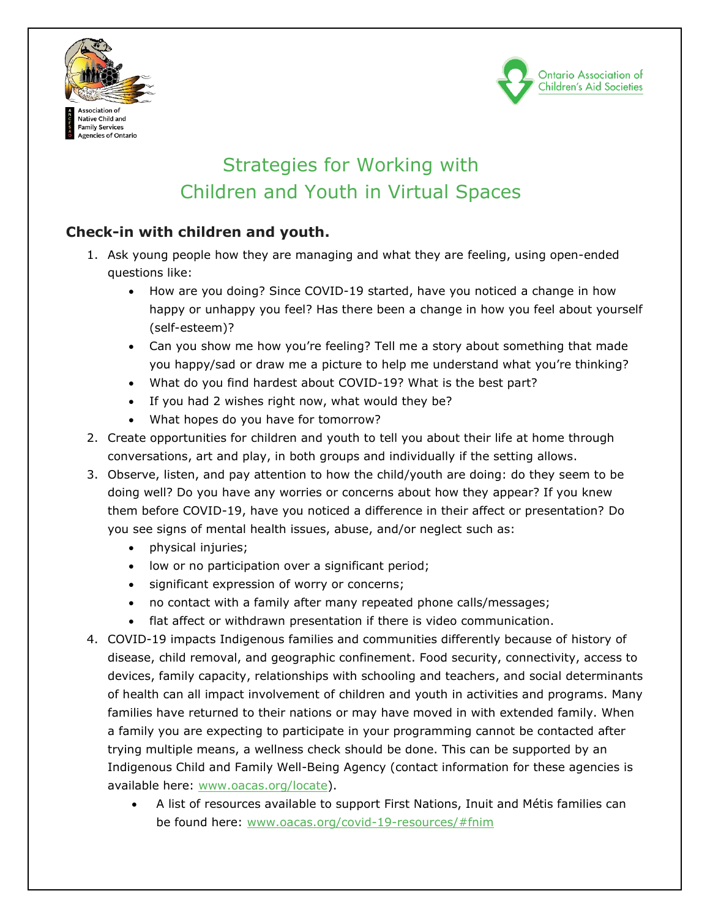Association of Native Child and Family Services Agencies of Ontario

Ontario Association of Children's Aid Societies

# Strategies for Working with Children and Youth in Virtual Spaces

### Check-in with children and youth.

1. Ask young people how they are managing and what they are feeling, using open-ended questions like:
   - How are you doing? Since COVID-19 started, have you noticed a change in how happy or unhappy you feel? Has there been a change in how you feel about yourself (self-esteem)?
   - Can you show me how you're feeling? Tell me a story about something that made you happy/sad or draw me a picture to help me understand what you're thinking?
   - What do you find hardest about COVID-19? What is the best part?
   - If you had 2 wishes right now, what would they be?
   - What hopes do you have for tomorrow?
2. Create opportunities for children and youth to tell you about their life at home through conversations, art and play, in both groups and individually if the setting allows.
3. Observe, listen, and pay attention to how the child/youth are doing: do they seem to be doing well? Do you have any worries or concerns about how they appear? If you knew them before COVID-19, have you noticed a difference in their affect or presentation? Do you see signs of mental health issues, abuse, and/or neglect such as:
   - physical injuries;
   - low or no participation over a significant period;
   - significant expression of worry or concerns;
   - no contact with a family after many repeated phone calls/messages;
   - flat affect or withdrawn presentation if there is video communication.
4. COVID-19 impacts Indigenous families and communities differently because of history of disease, child removal, and geographic confinement. Food security, connectivity, access to devices, family capacity, relationships with schooling and teachers, and social determinants of health can all impact involvement of children and youth in activities and programs. Many families have returned to their nations or may have moved in with extended family. When a family you are expecting to participate in your programming cannot be contacted after trying multiple means, a wellness check should be done. This can be supported by an Indigenous Child and Family Well-Being Agency (contact information for these agencies is available here: www.oacas.org/locate).
   - A list of resources available to support First Nations, Inuit and Métis families can be found here: www.oacas.org/covid-19-resources/#fnim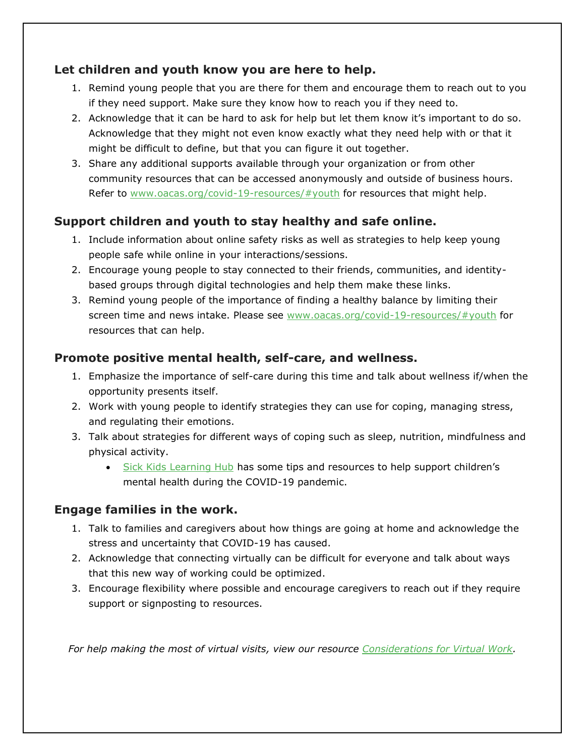## Let children and youth know you are here to help.

1. Remind young people that you are there for them and encourage them to reach out to you if they need support. Make sure they know how to reach you if they need to.
2. Acknowledge that it can be hard to ask for help but let them know it's important to do so. Acknowledge that they might not even know exactly what they need help with or that it might be difficult to define, but that you can figure it out together.
3. Share any additional supports available through your organization or from other community resources that can be accessed anonymously and outside of business hours. Refer to [www.oacas.org/covid-19-resources/#youth](www.oacas.org/covid-19-resources/#youth) for resources that might help.

## Support children and youth to stay healthy and safe online.

1. Include information about online safety risks as well as strategies to help keep young people safe while online in your interactions/sessions.
2. Encourage young people to stay connected to their friends, communities, and identity-based groups through digital technologies and help them make these links.
3. Remind young people of the importance of finding a healthy balance by limiting their screen time and news intake. Please see [www.oacas.org/covid-19-resources/#youth](www.oacas.org/covid-19-resources/#youth) for resources that can help.

## Promote positive mental health, self-care, and wellness.

1. Emphasize the importance of self-care during this time and talk about wellness if/when the opportunity presents itself.
2. Work with young people to identify strategies they can use for coping, managing stress, and regulating their emotions.
3. Talk about strategies for different ways of coping such as sleep, nutrition, mindfulness and physical activity.
   - Sick Kids Learning Hub has some tips and resources to help support children's mental health during the COVID-19 pandemic.

## Engage families in the work.

1. Talk to families and caregivers about how things are going at home and acknowledge the stress and uncertainty that COVID-19 has caused.
2. Acknowledge that connecting virtually can be difficult for everyone and talk about ways that this new way of working could be optimized.
3. Encourage flexibility where possible and encourage caregivers to reach out if they require support or signposting to resources.

*For help making the most of virtual visits, view our resource Considerations for Virtual Work.*